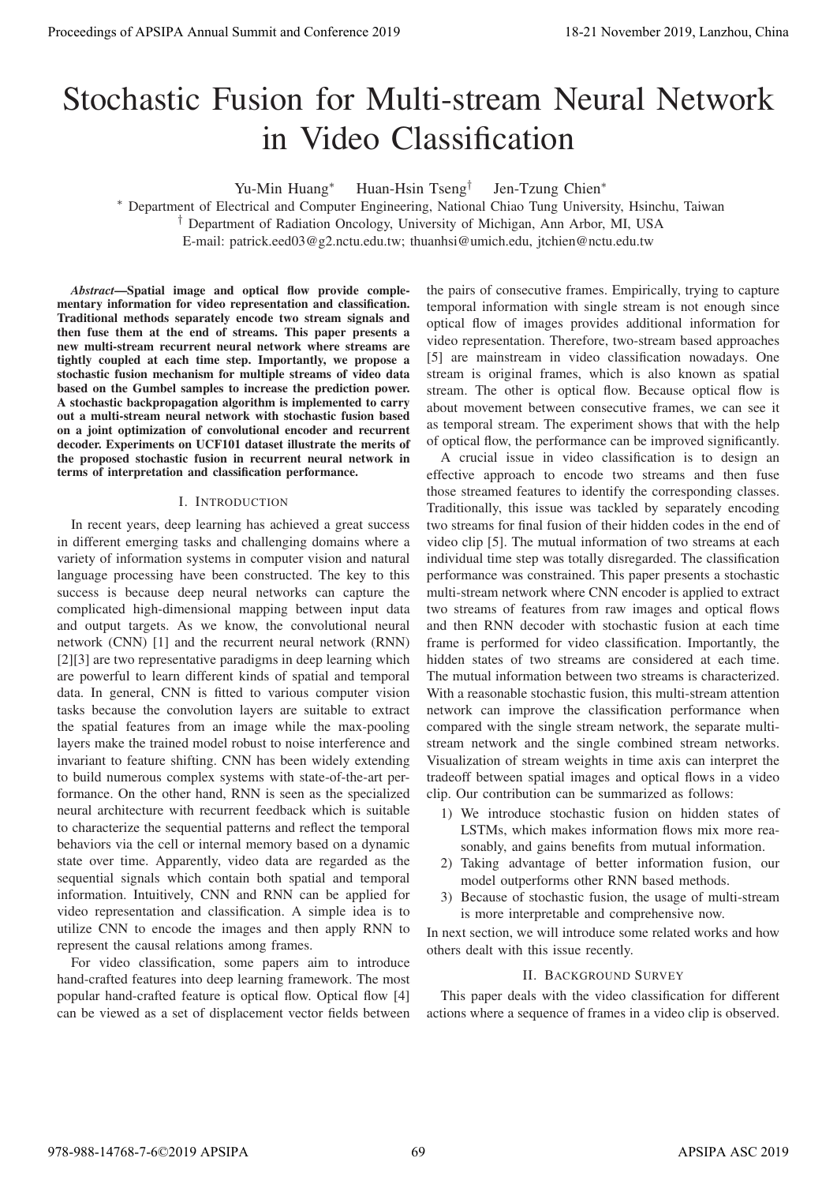# Stochastic Fusion for Multi-stream Neural Network in Video Classification

Yu-Min Huang[*] Huan-Hsin Tseng[†] Jen-Tzung Chien[*]

[*] Department of Electrical and Computer Engineering, National Chiao Tung University, Hsinchu, Taiwan

[†] Department of Radiation Oncology, University of Michigan, Ann Arbor, MI, USA

E-mail: patrick.eed03@g2.nctu.edu.tw; thuanhsi@umich.edu, jtchien@nctu.edu.tw

***Abstract*—Spatial image and optical flow provide complementary information for video representation and classification. Traditional methods separately encode two stream signals and then fuse them at the end of streams. This paper presents a new multi-stream recurrent neural network where streams are tightly coupled at each time step. Importantly, we propose a stochastic fusion mechanism for multiple streams of video data based on the Gumbel samples to increase the prediction power. A stochastic backpropagation algorithm is implemented to carry out a multi-stream neural network with stochastic fusion based on a joint optimization of convolutional encoder and recurrent decoder. Experiments on UCF101 dataset illustrate the merits of the proposed stochastic fusion in recurrent neural network in terms of interpretation and classification performance.**

## I. Introduction

In recent years, deep learning has achieved a great success in different emerging tasks and challenging domains where a variety of information systems in computer vision and natural language processing have been constructed. The key to this success is because deep neural networks can capture the complicated high-dimensional mapping between input data and output targets. As we know, the convolutional neural network (CNN) [1] and the recurrent neural network (RNN) [2][3] are two representative paradigms in deep learning which are powerful to learn different kinds of spatial and temporal data. In general, CNN is fitted to various computer vision tasks because the convolution layers are suitable to extract the spatial features from an image while the max-pooling layers make the trained model robust to noise interference and invariant to feature shifting. CNN has been widely extending to build numerous complex systems with state-of-the-art performance. On the other hand, RNN is seen as the specialized neural architecture with recurrent feedback which is suitable to characterize the sequential patterns and reflect the temporal behaviors via the cell or internal memory based on a dynamic state over time. Apparently, video data are regarded as the sequential signals which contain both spatial and temporal information. Intuitively, CNN and RNN can be applied for video representation and classification. A simple idea is to utilize CNN to encode the images and then apply RNN to represent the causal relations among frames.

For video classification, some papers aim to introduce hand-crafted features into deep learning framework. The most popular hand-crafted feature is optical flow. Optical flow [4] can be viewed as a set of displacement vector fields between the pairs of consecutive frames. Empirically, trying to capture temporal information with single stream is not enough since optical flow of images provides additional information for video representation. Therefore, two-stream based approaches [5] are mainstream in video classification nowadays. One stream is original frames, which is also known as spatial stream. The other is optical flow. Because optical flow is about movement between consecutive frames, we can see it as temporal stream. The experiment shows that with the help of optical flow, the performance can be improved significantly.

A crucial issue in video classification is to design an effective approach to encode two streams and then fuse those streamed features to identify the corresponding classes. Traditionally, this issue was tackled by separately encoding two streams for final fusion of their hidden codes in the end of video clip [5]. The mutual information of two streams at each individual time step was totally disregarded. The classification performance was constrained. This paper presents a stochastic multi-stream network where CNN encoder is applied to extract two streams of features from raw images and optical flows and then RNN decoder with stochastic fusion at each time frame is performed for video classification. Importantly, the hidden states of two streams are considered at each time. The mutual information between two streams is characterized. With a reasonable stochastic fusion, this multi-stream attention network can improve the classification performance when compared with the single stream network, the separate multi-stream network and the single combined stream networks. Visualization of stream weights in time axis can interpret the tradeoff between spatial images and optical flows in a video clip. Our contribution can be summarized as follows:

1) We introduce stochastic fusion on hidden states of LSTMs, which makes information flows mix more reasonably, and gains benefits from mutual information.
2) Taking advantage of better information fusion, our model outperforms other RNN based methods.
3) Because of stochastic fusion, the usage of multi-stream is more interpretable and comprehensive now.

In next section, we will introduce some related works and how others dealt with this issue recently.

## II. Background Survey

This paper deals with the video classification for different actions where a sequence of frames in a video clip is observed.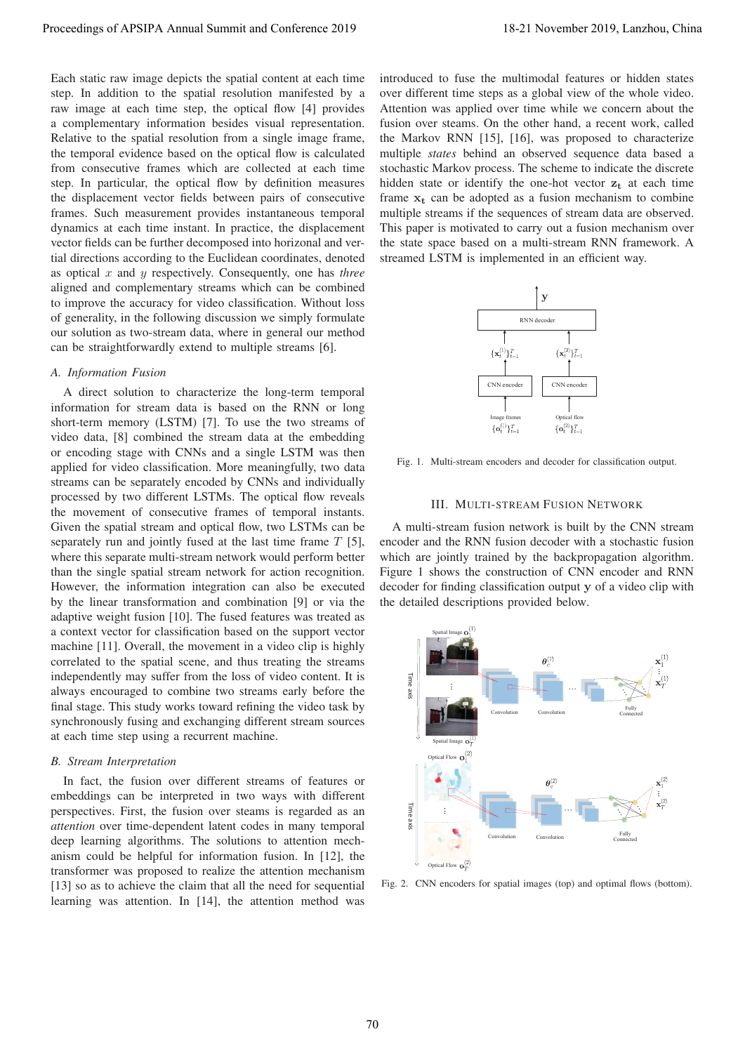Each static raw image depicts the spatial content at each time step. In addition to the spatial resolution manifested by a raw image at each time step, the optical flow [4] provides a complementary information besides visual representation. Relative to the spatial resolution from a single image frame, the temporal evidence based on the optical flow is calculated from consecutive frames which are collected at each time step. In particular, the optical flow by definition measures the displacement vector fields between pairs of consecutive frames. Such measurement provides instantaneous temporal dynamics at each time instant. In practice, the displacement vector fields can be further decomposed into horizonal and vertial directions according to the Euclidean coordinates, denoted as optical $x$ and $y$ respectively. Consequently, one has *three* aligned and complementary streams which can be combined to improve the accuracy for video classification. Without loss of generality, in the following discussion we simply formulate our solution as two-stream data, where in general our method can be straightforwardly extend to multiple streams [6].

### A. Information Fusion

A direct solution to characterize the long-term temporal information for stream data is based on the RNN or long short-term memory (LSTM) [7]. To use the two streams of video data, [8] combined the stream data at the embedding or encoding stage with CNNs and a single LSTM was then applied for video classification. More meaningfully, two data streams can be separately encoded by CNNs and individually processed by two different LSTMs. The optical flow reveals the movement of consecutive frames of temporal instants. Given the spatial stream and optical flow, two LSTMs can be separately run and jointly fused at the last time frame $T$ [5], where this separate multi-stream network would perform better than the single spatial stream network for action recognition. However, the information integration can also be executed by the linear transformation and combination [9] or via the adaptive weight fusion [10]. The fused features was treated as a context vector for classification based on the support vector machine [11]. Overall, the movement in a video clip is highly correlated to the spatial scene, and thus treating the streams independently may suffer from the loss of video content. It is always encouraged to combine two streams early before the final stage. This study works toward refining the video task by synchronously fusing and exchanging different stream sources at each time step using a recurrent machine.

### B. Stream Interpretation

In fact, the fusion over different streams of features or embeddings can be interpreted in two ways with different perspectives. First, the fusion over steams is regarded as an *attention* over time-dependent latent codes in many temporal deep learning algorithms. The solutions to attention mechanism could be helpful for information fusion. In [12], the transformer was proposed to realize the attention mechanism [13] so as to achieve the claim that all the need for sequential learning was attention. In [14], the attention method was introduced to fuse the multimodal features or hidden states over different time steps as a global view of the whole video. Attention was applied over time while we concern about the fusion over steams. On the other hand, a recent work, called the Markov RNN [15], [16], was proposed to characterize multiple *states* behind an observed sequence data based a stochastic Markov process. The scheme to indicate the discrete hidden state or identify the one-hot vector $\mathbf{z_t}$ at each time frame $\mathbf{x_t}$ can be adopted as a fusion mechanism to combine multiple streams if the sequences of stream data are observed. This paper is motivated to carry out a fusion mechanism over the state space based on a multi-stream RNN framework. A streamed LSTM is implemented in an efficient way.

Fig. 1. Multi-stream encoders and decoder for classification output.

## III. Multi-stream Fusion Network

A multi-stream fusion network is built by the CNN stream encoder and the RNN fusion decoder with a stochastic fusion which are jointly trained by the backpropagation algorithm. Figure 1 shows the construction of CNN encoder and RNN decoder for finding classification output $\mathbf{y}$ of a video clip with the detailed descriptions provided below.

Fig. 2. CNN encoders for spatial images (top) and optimal flows (bottom).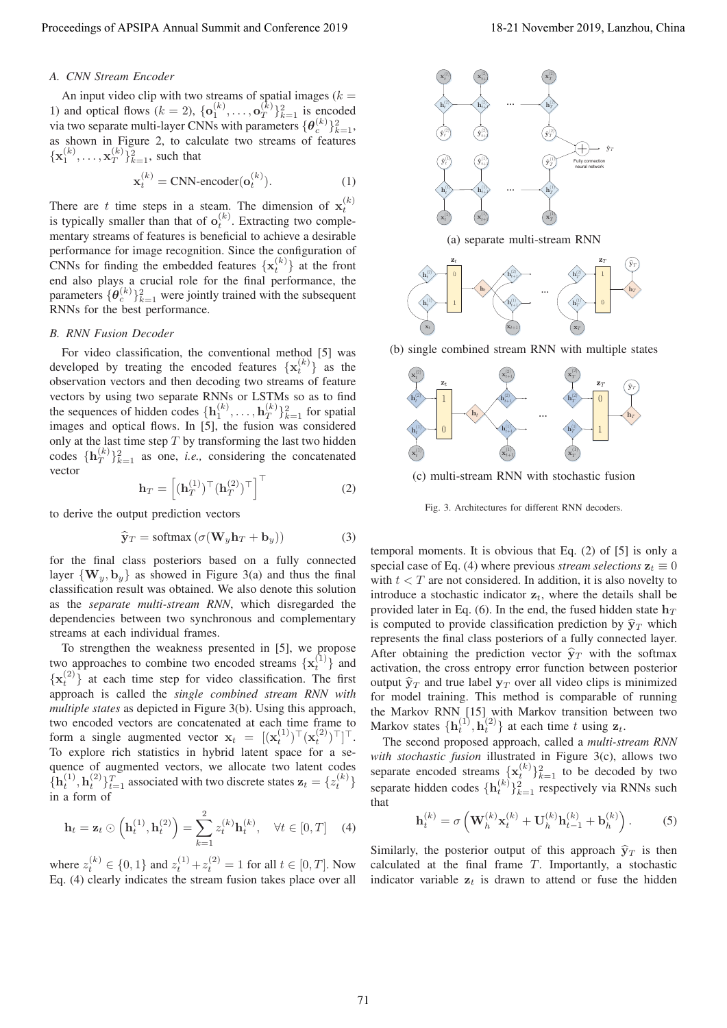### A. CNN Stream Encoder

An input video clip with two streams of spatial images ($k = 1$) and optical flows ($k = 2$), $\{\mathbf{o}_1^{(k)}, \ldots, \mathbf{o}_T^{(k)}\}_{k=1}^2$ is encoded via two separate multi-layer CNNs with parameters $\{\boldsymbol{\theta}_c^{(k)}\}_{k=1}^2$, as shown in Figure 2, to calculate two streams of features $\{\mathbf{x}_1^{(k)}, \ldots, \mathbf{x}_T^{(k)}\}_{k=1}^2$, such that

$$\mathbf{x}_t^{(k)} = \text{CNN-encoder}(\mathbf{o}_t^{(k)}). \tag{1}$$

There are $t$ time steps in a steam. The dimension of $\mathbf{x}_t^{(k)}$ is typically smaller than that of $\mathbf{o}_t^{(k)}$. Extracting two complementary streams of features is beneficial to achieve a desirable performance for image recognition. Since the configuration of CNNs for finding the embedded features $\{\mathbf{x}_t^{(k)}\}$ at the front end also plays a crucial role for the final performance, the parameters $\{\boldsymbol{\theta}_c^{(k)}\}_{k=1}^2$ were jointly trained with the subsequent RNNs for the best performance.

### B. RNN Fusion Decoder

For video classification, the conventional method [5] was developed by treating the encoded features $\{\mathbf{x}_t^{(k)}\}$ as the observation vectors and then decoding two streams of feature vectors by using two separate RNNs or LSTMs so as to find the sequences of hidden codes $\{\mathbf{h}_1^{(k)}, \ldots, \mathbf{h}_T^{(k)}\}_{k=1}^2$ for spatial images and optical flows. In [5], the fusion was considered only at the last time step $T$ by transforming the last two hidden codes $\{\mathbf{h}_T^{(k)}\}_{k=1}^2$ as one, *i.e.,* considering the concatenated vector

$$\mathbf{h}_T = \left[(\mathbf{h}_T^{(1)})^\top (\mathbf{h}_T^{(2)})^\top\right]^\top \tag{2}$$

to derive the output prediction vectors

$$\widehat{\mathbf{y}}_T = \text{softmax}\left(\sigma(\mathbf{W}_y \mathbf{h}_T + \mathbf{b}_y)\right) \tag{3}$$

for the final class posteriors based on a fully connected layer $\{\mathbf{W}_y, \mathbf{b}_y\}$ as showed in Figure 3(a) and thus the final classification result was obtained. We also denote this solution as the *separate multi-stream RNN*, which disregarded the dependencies between two synchronous and complementary streams at each individual frames.

To strengthen the weakness presented in [5], we propose two approaches to combine two encoded streams $\{\mathbf{x}_t^{(1)}\}$ and $\{\mathbf{x}_t^{(2)}\}$ at each time step for video classification. The first approach is called the *single combined stream RNN with multiple states* as depicted in Figure 3(b). Using this approach, two encoded vectors are concatenated at each time frame to form a single augmented vector $\mathbf{x}_t = [(\mathbf{x}_t^{(1)})^\top (\mathbf{x}_t^{(2)})^\top]^\top$. To explore rich statistics in hybrid latent space for a sequence of augmented vectors, we allocate two latent codes $\{\mathbf{h}_t^{(1)}, \mathbf{h}_t^{(2)}\}_{t=1}^T$ associated with two discrete states $\mathbf{z}_t = \{z_t^{(k)}\}$ in a form of

$$\mathbf{h}_t = \mathbf{z}_t \odot \left(\mathbf{h}_t^{(1)}, \mathbf{h}_t^{(2)}\right) = \sum_{k=1}^{2} z_t^{(k)} \mathbf{h}_t^{(k)}, \quad \forall t \in [0, T] \tag{4}$$

where $z_t^{(k)} \in \{0, 1\}$ and $z_t^{(1)} + z_t^{(2)} = 1$ for all $t \in [0, T]$. Now Eq. (4) clearly indicates the stream fusion takes place over all temporal moments. It is obvious that Eq. (2) of [5] is only a special case of Eq. (4) where previous *stream selections* $\mathbf{z}_t \equiv 0$ with $t < T$ are not considered. In addition, it is also novelty to introduce a stochastic indicator $\mathbf{z}_t$, where the details shall be provided later in Eq. (6). In the end, the fused hidden state $\mathbf{h}_T$ is computed to provide classification prediction by $\widehat{\mathbf{y}}_T$ which represents the final class posteriors of a fully connected layer. After obtaining the prediction vector $\widehat{\mathbf{y}}_T$ with the softmax activation, the cross entropy error function between posterior output $\widehat{\mathbf{y}}_T$ and true label $\mathbf{y}_T$ over all video clips is minimized for model training. This method is comparable of running the Markov RNN [15] with Markov transition between two Markov states $\{\mathbf{h}_t^{(1)}, \mathbf{h}_t^{(2)}\}$ at each time $t$ using $\mathbf{z}_t$.

(a) separate multi-stream RNN

(b) single combined stream RNN with multiple states

(c) multi-stream RNN with stochastic fusion

Fig. 3. Architectures for different RNN decoders.

The second proposed approach, called a *multi-stream RNN with stochastic fusion* illustrated in Figure 3(c), allows two separate encoded streams $\{\mathbf{x}_t^{(k)}\}_{k=1}^2$ to be decoded by two separate hidden codes $\{\mathbf{h}_t^{(k)}\}_{k=1}^2$ respectively via RNNs such that

$$\mathbf{h}_t^{(k)} = \sigma\left(\mathbf{W}_h^{(k)} \mathbf{x}_t^{(k)} + \mathbf{U}_h^{(k)} \mathbf{h}_{t-1}^{(k)} + \mathbf{b}_h^{(k)}\right). \tag{5}$$

Similarly, the posterior output of this approach $\widehat{\mathbf{y}}_T$ is then calculated at the final frame $T$. Importantly, a stochastic indicator variable $\mathbf{z}_t$ is drawn to attend or fuse the hidden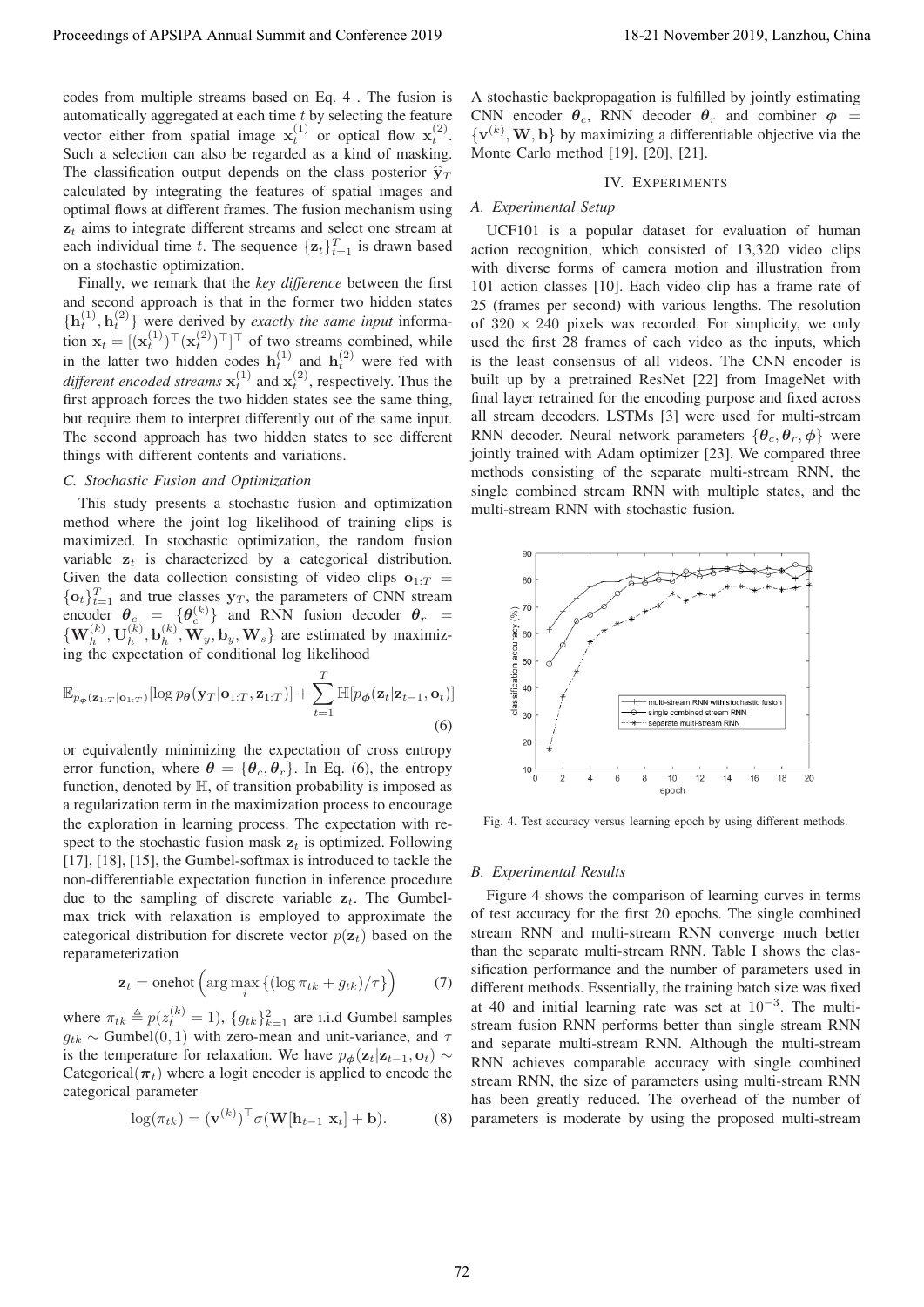codes from multiple streams based on Eq. 4 . The fusion is automatically aggregated at each time $t$ by selecting the feature vector either from spatial image $\mathbf{x}_t^{(1)}$ or optical flow $\mathbf{x}_t^{(2)}$. Such a selection can also be regarded as a kind of masking. The classification output depends on the class posterior $\widehat{\mathbf{y}}_T$ calculated by integrating the features of spatial images and optimal flows at different frames. The fusion mechanism using $\mathbf{z}_t$ aims to integrate different streams and select one stream at each individual time $t$. The sequence $\{\mathbf{z}_t\}_{t=1}^T$ is drawn based on a stochastic optimization.

Finally, we remark that the *key difference* between the first and second approach is that in the former two hidden states $\{\mathbf{h}_t^{(1)}, \mathbf{h}_t^{(2)}\}$ were derived by *exactly the same input* information $\mathbf{x}_t = [(\mathbf{x}_t^{(1)})^\top (\mathbf{x}_t^{(2)})^\top]^\top$ of two streams combined, while in the latter two hidden codes $\mathbf{h}_t^{(1)}$ and $\mathbf{h}_t^{(2)}$ were fed with *different encoded streams* $\mathbf{x}_t^{(1)}$ and $\mathbf{x}_t^{(2)}$, respectively. Thus the first approach forces the two hidden states see the same thing, but require them to interpret differently out of the same input. The second approach has two hidden states to see different things with different contents and variations.

### C. Stochastic Fusion and Optimization

This study presents a stochastic fusion and optimization method where the joint log likelihood of training clips is maximized. In stochastic optimization, the random fusion variable $\mathbf{z}_t$ is characterized by a categorical distribution. Given the data collection consisting of video clips $\mathbf{o}_{1:T} = \{\mathbf{o}_t\}_{t=1}^T$ and true classes $\mathbf{y}_T$, the parameters of CNN stream encoder $\boldsymbol{\theta}_c = \{\boldsymbol{\theta}_c^{(k)}\}$ and RNN fusion decoder $\boldsymbol{\theta}_r = \{\mathbf{W}_h^{(k)}, \mathbf{U}_h^{(k)}, \mathbf{b}_h^{(k)}, \mathbf{W}_y, \mathbf{b}_y, \mathbf{W}_s\}$ are estimated by maximizing the expectation of conditional log likelihood

$$\mathbb{E}_{p_{\boldsymbol{\phi}}(\mathbf{z}_{1:T}|\mathbf{o}_{1:T})}[\log p_{\boldsymbol{\theta}}(\mathbf{y}_T|\mathbf{o}_{1:T}, \mathbf{z}_{1:T})] + \sum_{t=1}^{T} \mathbb{H}[p_{\boldsymbol{\phi}}(\mathbf{z}_t|\mathbf{z}_{t-1}, \mathbf{o}_t)] \tag{6}$$

or equivalently minimizing the expectation of cross entropy error function, where $\boldsymbol{\theta} = \{\boldsymbol{\theta}_c, \boldsymbol{\theta}_r\}$. In Eq. (6), the entropy function, denoted by $\mathbb{H}$, of transition probability is imposed as a regularization term in the maximization process to encourage the exploration in learning process. The expectation with respect to the stochastic fusion mask $\mathbf{z}_t$ is optimized. Following [17], [18], [15], the Gumbel-softmax is introduced to tackle the non-differentiable expectation function in inference procedure due to the sampling of discrete variable $\mathbf{z}_t$. The Gumbel-max trick with relaxation is employed to approximate the categorical distribution for discrete vector $p(\mathbf{z}_t)$ based on the reparameterization

$$\mathbf{z}_t = \text{onehot}\left(\arg\max_i \{(\log \pi_{tk} + g_{tk})/\tau\}\right) \tag{7}$$

where $\pi_{tk} \triangleq p(z_t^{(k)} = 1)$, $\{g_{tk}\}_{k=1}^2$ are i.i.d Gumbel samples $g_{tk} \sim \text{Gumbel}(0, 1)$ with zero-mean and unit-variance, and $\tau$ is the temperature for relaxation. We have $p_{\boldsymbol{\phi}}(\mathbf{z}_t|\mathbf{z}_{t-1}, \mathbf{o}_t) \sim \text{Categorical}(\boldsymbol{\pi}_t)$ where a logit encoder is applied to encode the categorical parameter

$$\log(\pi_{tk}) = (\mathbf{v}^{(k)})^\top \sigma(\mathbf{W}[\mathbf{h}_{t-1}\ \mathbf{x}_t] + \mathbf{b}). \tag{8}$$

A stochastic backpropagation is fulfilled by jointly estimating CNN encoder $\boldsymbol{\theta}_c$, RNN decoder $\boldsymbol{\theta}_r$ and combiner $\boldsymbol{\phi} = \{\mathbf{v}^{(k)}, \mathbf{W}, \mathbf{b}\}$ by maximizing a differentiable objective via the Monte Carlo method [19], [20], [21].

## IV. Experiments

### A. Experimental Setup

UCF101 is a popular dataset for evaluation of human action recognition, which consisted of 13,320 video clips with diverse forms of camera motion and illustration from 101 action classes [10]. Each video clip has a frame rate of 25 (frames per second) with various lengths. The resolution of $320 \times 240$ pixels was recorded. For simplicity, we only used the first 28 frames of each video as the inputs, which is the least consensus of all videos. The CNN encoder is built up by a pretrained ResNet [22] from ImageNet with final layer retrained for the encoding purpose and fixed across all stream decoders. LSTMs [3] were used for multi-stream RNN decoder. Neural network parameters $\{\boldsymbol{\theta}_c, \boldsymbol{\theta}_r, \boldsymbol{\phi}\}$ were jointly trained with Adam optimizer [23]. We compared three methods consisting of the separate multi-stream RNN, the single combined stream RNN with multiple states, and the multi-stream RNN with stochastic fusion.

Fig. 4. Test accuracy versus learning epoch by using different methods.

### B. Experimental Results

Figure 4 shows the comparison of learning curves in terms of test accuracy for the first 20 epochs. The single combined stream RNN and multi-stream RNN converge much better than the separate multi-stream RNN. Table I shows the classification performance and the number of parameters used in different methods. Essentially, the training batch size was fixed at 40 and initial learning rate was set at $10^{-3}$. The multi-stream fusion RNN performs better than single stream RNN and separate multi-stream RNN. Although the multi-stream RNN achieves comparable accuracy with single combined stream RNN, the size of parameters using multi-stream RNN has been greatly reduced. The overhead of the number of parameters is moderate by using the proposed multi-stream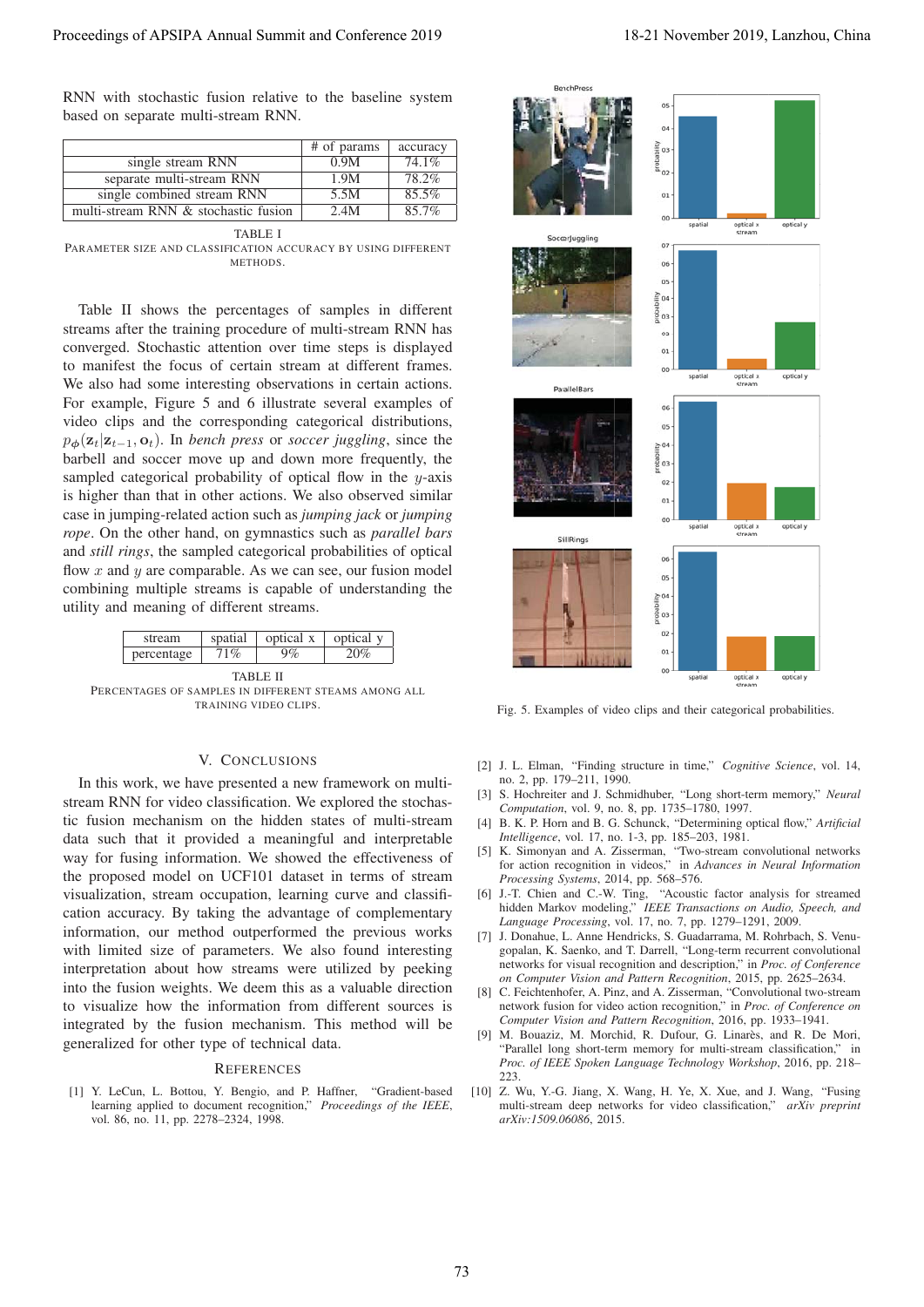RNN with stochastic fusion relative to the baseline system based on separate multi-stream RNN.

| | # of params | accuracy |
|---|---|---|
| single stream RNN | 0.9M | 74.1% |
| separate multi-stream RNN | 1.9M | 78.2% |
| single combined stream RNN | 5.5M | 85.5% |
| multi-stream RNN & stochastic fusion | 2.4M | 85.7% |

TABLE I
PARAMETER SIZE AND CLASSIFICATION ACCURACY BY USING DIFFERENT METHODS.

Table II shows the percentages of samples in different streams after the training procedure of multi-stream RNN has converged. Stochastic attention over time steps is displayed to manifest the focus of certain stream at different frames. We also had some interesting observations in certain actions. For example, Figure 5 and 6 illustrate several examples of video clips and the corresponding categorical distributions, $p_{\phi}(\mathbf{z}_t|\mathbf{z}_{t-1}, \mathbf{o}_t)$. In *bench press* or *soccer juggling*, since the barbell and soccer move up and down more frequently, the sampled categorical probability of optical flow in the $y$-axis is higher than that in other actions. We also observed similar case in jumping-related action such as *jumping jack* or *jumping rope*. On the other hand, on gymnastics such as *parallel bars* and *still rings*, the sampled categorical probabilities of optical flow $x$ and $y$ are comparable. As we can see, our fusion model combining multiple streams is capable of understanding the utility and meaning of different streams.

| stream | spatial | optical x | optical y |
|---|---|---|---|
| percentage | 71% | 9% | 20% |

TABLE II
PERCENTAGES OF SAMPLES IN DIFFERENT STEAMS AMONG ALL TRAINING VIDEO CLIPS.

Fig. 5. Examples of video clips and their categorical probabilities.

## V. CONCLUSIONS

In this work, we have presented a new framework on multi-stream RNN for video classification. We explored the stochastic fusion mechanism on the hidden states of multi-stream data such that it provided a meaningful and interpretable way for fusing information. We showed the effectiveness of the proposed model on UCF101 dataset in terms of stream visualization, stream occupation, learning curve and classification accuracy. By taking the advantage of complementary information, our method outperformed the previous works with limited size of parameters. We also found interesting interpretation about how streams were utilized by peeking into the fusion weights. We deem this as a valuable direction to visualize how the information from different sources is integrated by the fusion mechanism. This method will be generalized for other type of technical data.

## REFERENCES

[1] Y. LeCun, L. Bottou, Y. Bengio, and P. Haffner, "Gradient-based learning applied to document recognition," *Proceedings of the IEEE*, vol. 86, no. 11, pp. 2278–2324, 1998.

[2] J. L. Elman, "Finding structure in time," *Cognitive Science*, vol. 14, no. 2, pp. 179–211, 1990.

[3] S. Hochreiter and J. Schmidhuber, "Long short-term memory," *Neural Computation*, vol. 9, no. 8, pp. 1735–1780, 1997.

[4] B. K. P. Horn and B. G. Schunck, "Determining optical flow," *Artificial Intelligence*, vol. 17, no. 1-3, pp. 185–203, 1981.

[5] K. Simonyan and A. Zisserman, "Two-stream convolutional networks for action recognition in videos," in *Advances in Neural Information Processing Systems*, 2014, pp. 568–576.

[6] J.-T. Chien and C.-W. Ting, "Acoustic factor analysis for streamed hidden Markov modeling," *IEEE Transactions on Audio, Speech, and Language Processing*, vol. 17, no. 7, pp. 1279–1291, 2009.

[7] J. Donahue, L. Anne Hendricks, S. Guadarrama, M. Rohrbach, S. Venugopalan, K. Saenko, and T. Darrell, "Long-term recurrent convolutional networks for visual recognition and description," in *Proc. of Conference on Computer Vision and Pattern Recognition*, 2015, pp. 2625–2634.

[8] C. Feichtenhofer, A. Pinz, and A. Zisserman, "Convolutional two-stream network fusion for video action recognition," in *Proc. of Conference on Computer Vision and Pattern Recognition*, 2016, pp. 1933–1941.

[9] M. Bouaziz, M. Morchid, R. Dufour, G. Linarès, and R. De Mori, "Parallel long short-term memory for multi-stream classification," in *Proc. of IEEE Spoken Language Technology Workshop*, 2016, pp. 218–223.

[10] Z. Wu, Y.-G. Jiang, X. Wang, H. Ye, X. Xue, and J. Wang, "Fusing multi-stream deep networks for video classification," *arXiv preprint arXiv:1509.06086*, 2015.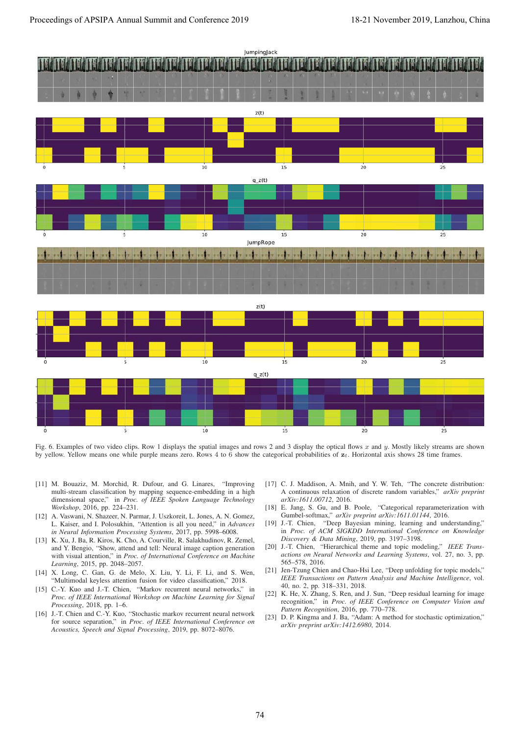JumpingJack

z(t)

0 5 10 15 20 25

q_z(t)

0 5 10 15 20 25

JumpRope

z(t)

0 5 10 15 20 25

q_z(t)

0 5 10 15 20 25

Fig. 6. Examples of two video clips. Row 1 displays the spatial images and rows 2 and 3 display the optical flows $x$ and $y$. Mostly likely streams are shown by yellow. Yellow means one while purple means zero. Rows 4 to 6 show the categorical probabilities of $\mathbf{z}_t$. Horizontal axis shows 28 time frames.

[11] M. Bouaziz, M. Morchid, R. Dufour, and G. Linares, "Improving multi-stream classification by mapping sequence-embedding in a high dimensional space," in *Proc. of IEEE Spoken Language Technology Workshop*, 2016, pp. 224–231.

[12] A. Vaswani, N. Shazeer, N. Parmar, J. Uszkoreit, L. Jones, A. N. Gomez, L. Kaiser, and I. Polosukhin, "Attention is all you need," in *Advances in Neural Information Processing Systems*, 2017, pp. 5998–6008.

[13] K. Xu, J. Ba, R. Kiros, K. Cho, A. Courville, R. Salakhudinov, R. Zemel, and Y. Bengio, "Show, attend and tell: Neural image caption generation with visual attention," in *Proc. of International Conference on Machine Learning*, 2015, pp. 2048–2057.

[14] X. Long, C. Gan, G. de Melo, X. Liu, Y. Li, F. Li, and S. Wen, "Multimodal keyless attention fusion for video classification," 2018.

[15] C.-Y. Kuo and J.-T. Chien, "Markov recurrent neural networks," in *Proc. of IEEE International Workshop on Machine Learning for Signal Processing*, 2018, pp. 1–6.

[16] J.-T. Chien and C.-Y. Kuo, "Stochastic markov recurrent neural network for source separation," in *Proc. of IEEE International Conference on Acoustics, Speech and Signal Processing*, 2019, pp. 8072–8076.

[17] C. J. Maddison, A. Mnih, and Y. W. Teh, "The concrete distribution: A continuous relaxation of discrete random variables," *arXiv preprint arXiv:1611.00712*, 2016.

[18] E. Jang, S. Gu, and B. Poole, "Categorical reparameterization with Gumbel-softmax," *arXiv preprint arXiv:1611.01144*, 2016.

[19] J.-T. Chien, "Deep Bayesian mining, learning and understanding," in *Proc. of ACM SIGKDD International Conference on Knowledge Discovery & Data Mining*, 2019, pp. 3197–3198.

[20] J.-T. Chien, "Hierarchical theme and topic modeling," *IEEE Transactions on Neural Networks and Learning Systems*, vol. 27, no. 3, pp. 565–578, 2016.

[21] Jen-Tzung Chien and Chao-Hsi Lee, "Deep unfolding for topic models," *IEEE Transactions on Pattern Analysis and Machine Intelligence*, vol. 40, no. 2, pp. 318–331, 2018.

[22] K. He, X. Zhang, S. Ren, and J. Sun, "Deep residual learning for image recognition," in *Proc. of IEEE Conference on Computer Vision and Pattern Recognition*, 2016, pp. 770–778.

[23] D. P. Kingma and J. Ba, "Adam: A method for stochastic optimization," *arXiv preprint arXiv:1412.6980*, 2014.